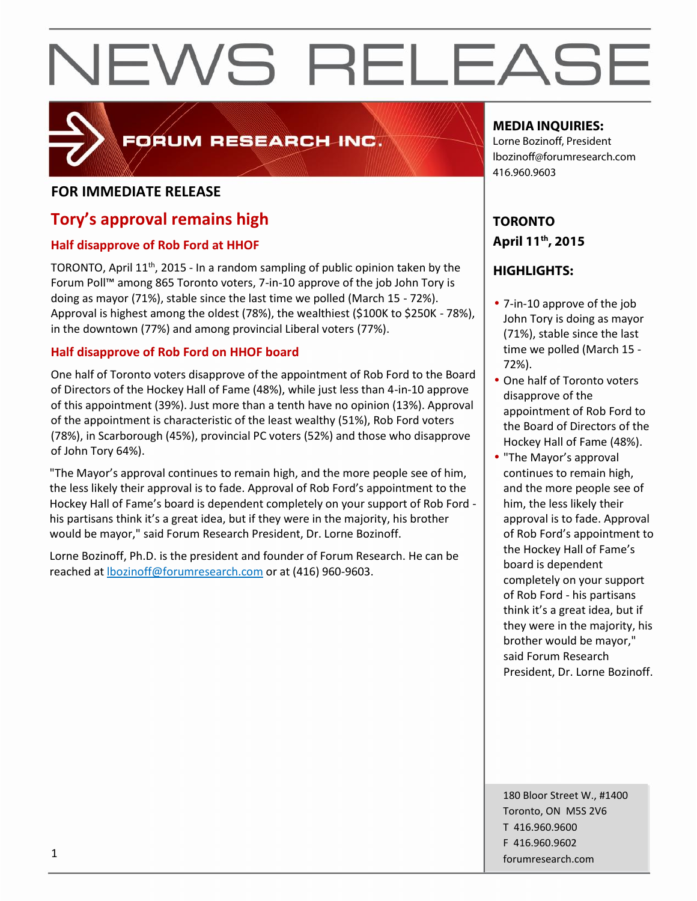# NEWS RELEASE

FORUM RESEARCH INC.

**FOR IMMEDIATE RELEASE**

## Tory's approval remains high

### Half disapprove of Rob Ford at HHOF

TORONTO, April 11th, 2015 - In a random sampling of public opinion taken by the Forum Poll™ among 865 Toronto voters, 7-in-10 approve of the job John Tory is doing as mayor (71%), stable since the last time we polled (March 15 - 72%). Approval is highest among the oldest (78%), the wealthiest ($100K to $250K - 78%), in the downtown (77%) and among provincial Liberal voters (77%).

### Half disapprove of Rob Ford on HHOF board

One half of Toronto voters disapprove of the appointment of Rob Ford to the Board of Directors of the Hockey Hall of Fame (48%), while just less than 4-in-10 approve of this appointment (39%). Just more than a tenth have no opinion (13%). Approval of the appointment is characteristic of the least wealthy (51%), Rob Ford voters (78%), in Scarborough (45%), provincial PC voters (52%) and those who disapprove of John Tory 64%).

"The Mayor's approval continues to remain high, and the more people see of him, the less likely their approval is to fade. Approval of Rob Ford's appointment to the Hockey Hall of Fame's board is dependent completely on your support of Rob Ford - his partisans think it's a great idea, but if they were in the majority, his brother would be mayor," said Forum Research President, Dr. Lorne Bozinoff.

Lorne Bozinoff, Ph.D. is the president and founder of Forum Research. He can be reached at lbozinoff@forumresearch.com or at (416) 960-9603.

**MEDIA INQUIRIES:**
Lorne Bozinoff, President
lbozinoff@forumresearch.com
416.960.9603

**TORONTO**
**April 11th, 2015**

**HIGHLIGHTS:**

- 7-in-10 approve of the job John Tory is doing as mayor (71%), stable since the last time we polled (March 15 - 72%).
- One half of Toronto voters disapprove of the appointment of Rob Ford to the Board of Directors of the Hockey Hall of Fame (48%).
- "The Mayor's approval continues to remain high, and the more people see of him, the less likely their approval is to fade. Approval of Rob Ford's appointment to the Hockey Hall of Fame's board is dependent completely on your support of Rob Ford - his partisans think it's a great idea, but if they were in the majority, his brother would be mayor," said Forum Research President, Dr. Lorne Bozinoff.

180 Bloor Street W., #1400
Toronto, ON M5S 2V6
T 416.960.9600
F 416.960.9602
forumresearch.com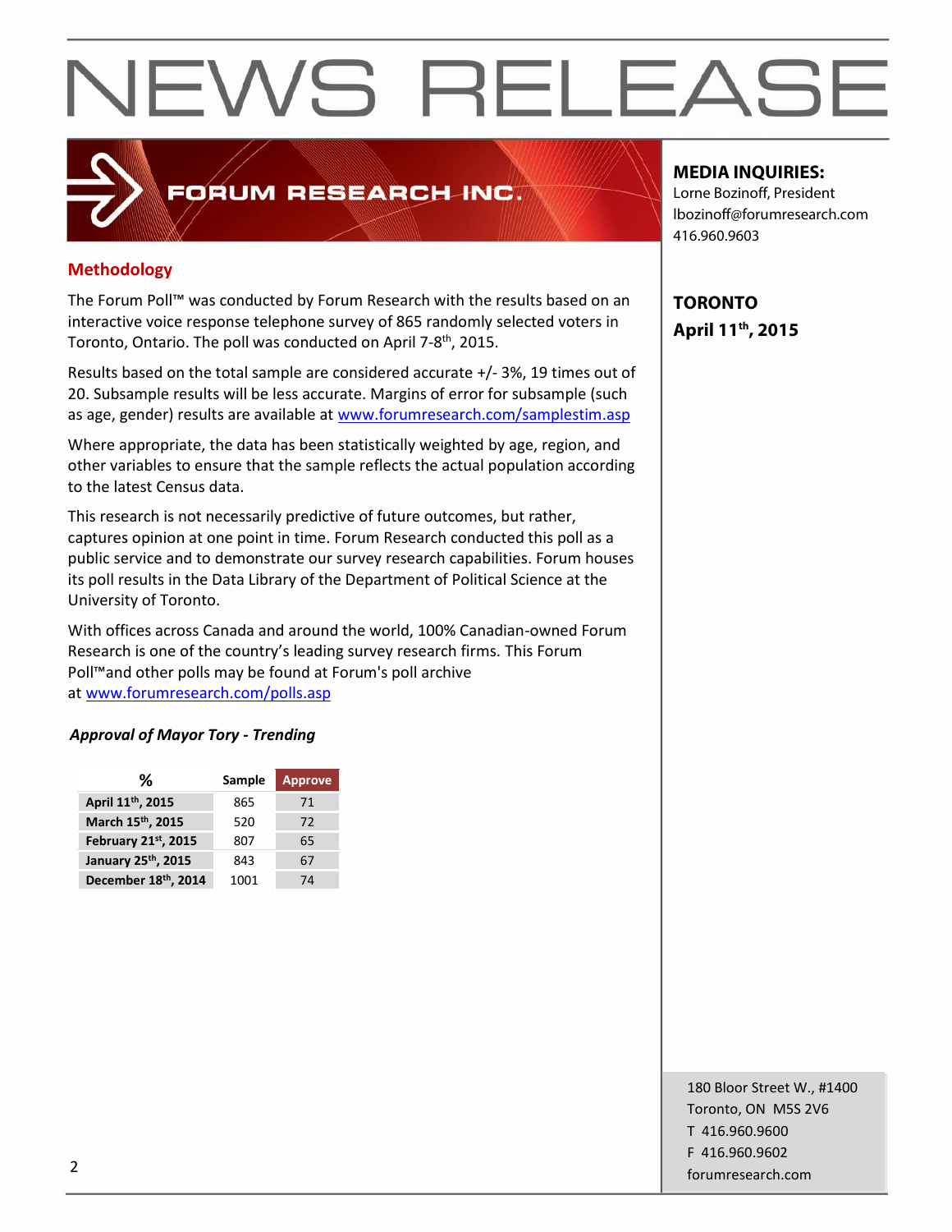# NEWS RELEASE

FORUM RESEARCH INC.

**MEDIA INQUIRIES:**
Lorne Bozinoff, President
lbozinoff@forumresearch.com
416.960.9603

**TORONTO**
**April 11th, 2015**

## Methodology

The Forum Poll™ was conducted by Forum Research with the results based on an interactive voice response telephone survey of 865 randomly selected voters in Toronto, Ontario. The poll was conducted on April 7-8th, 2015.

Results based on the total sample are considered accurate +/- 3%, 19 times out of 20. Subsample results will be less accurate. Margins of error for subsample (such as age, gender) results are available at www.forumresearch.com/samplestim.asp

Where appropriate, the data has been statistically weighted by age, region, and other variables to ensure that the sample reflects the actual population according to the latest Census data.

This research is not necessarily predictive of future outcomes, but rather, captures opinion at one point in time. Forum Research conducted this poll as a public service and to demonstrate our survey research capabilities. Forum houses its poll results in the Data Library of the Department of Political Science at the University of Toronto.

With offices across Canada and around the world, 100% Canadian-owned Forum Research is one of the country's leading survey research firms. This Forum Poll™and other polls may be found at Forum's poll archive at www.forumresearch.com/polls.asp

***Approval of Mayor Tory - Trending***

| % | Sample | Approve |
|---|---|---|
| April 11th, 2015 | 865 | 71 |
| March 15th, 2015 | 520 | 72 |
| February 21st, 2015 | 807 | 65 |
| January 25th, 2015 | 843 | 67 |
| December 18th, 2014 | 1001 | 74 |

180 Bloor Street W., #1400
Toronto, ON M5S 2V6
T 416.960.9600
F 416.960.9602
forumresearch.com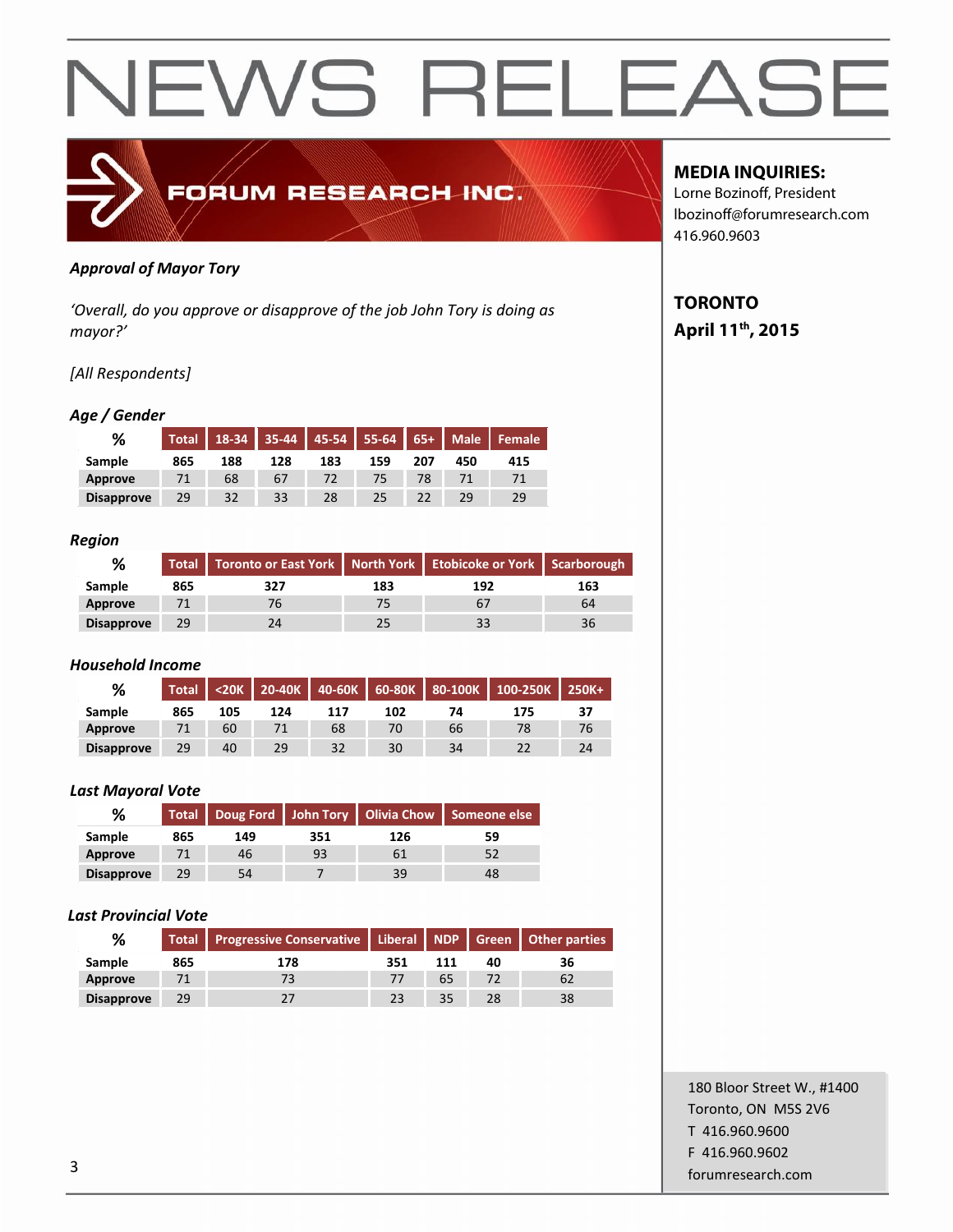# NEWS RELEASE

FORUM RESEARCH INC.

**MEDIA INQUIRIES:**
Lorne Bozinoff, President
lbozinoff@forumresearch.com
416.960.9603

**TORONTO**
**April 11th, 2015**

***Approval of Mayor Tory***

*'Overall, do you approve or disapprove of the job John Tory is doing as mayor?'*

*[All Respondents]*

***Age / Gender***

| % | Total | 18-34 | 35-44 | 45-54 | 55-64 | 65+ | Male | Female |
|---|---|---|---|---|---|---|---|---|
| Sample | 865 | 188 | 128 | 183 | 159 | 207 | 450 | 415 |
| Approve | 71 | 68 | 67 | 72 | 75 | 78 | 71 | 71 |
| Disapprove | 29 | 32 | 33 | 28 | 25 | 22 | 29 | 29 |

***Region***

| % | Total | Toronto or East York | North York | Etobicoke or York | Scarborough |
|---|---|---|---|---|---|
| Sample | 865 | 327 | 183 | 192 | 163 |
| Approve | 71 | 76 | 75 | 67 | 64 |
| Disapprove | 29 | 24 | 25 | 33 | 36 |

***Household Income***

| % | Total | <20K | 20-40K | 40-60K | 60-80K | 80-100K | 100-250K | 250K+ |
|---|---|---|---|---|---|---|---|---|
| Sample | 865 | 105 | 124 | 117 | 102 | 74 | 175 | 37 |
| Approve | 71 | 60 | 71 | 68 | 70 | 66 | 78 | 76 |
| Disapprove | 29 | 40 | 29 | 32 | 30 | 34 | 22 | 24 |

***Last Mayoral Vote***

| % | Total | Doug Ford | John Tory | Olivia Chow | Someone else |
|---|---|---|---|---|---|
| Sample | 865 | 149 | 351 | 126 | 59 |
| Approve | 71 | 46 | 93 | 61 | 52 |
| Disapprove | 29 | 54 | 7 | 39 | 48 |

***Last Provincial Vote***

| % | Total | Progressive Conservative | Liberal | NDP | Green | Other parties |
|---|---|---|---|---|---|---|
| Sample | 865 | 178 | 351 | 111 | 40 | 36 |
| Approve | 71 | 73 | 77 | 65 | 72 | 62 |
| Disapprove | 29 | 27 | 23 | 35 | 28 | 38 |

180 Bloor Street W., #1400
Toronto, ON M5S 2V6
T 416.960.9600
F 416.960.9602
forumresearch.com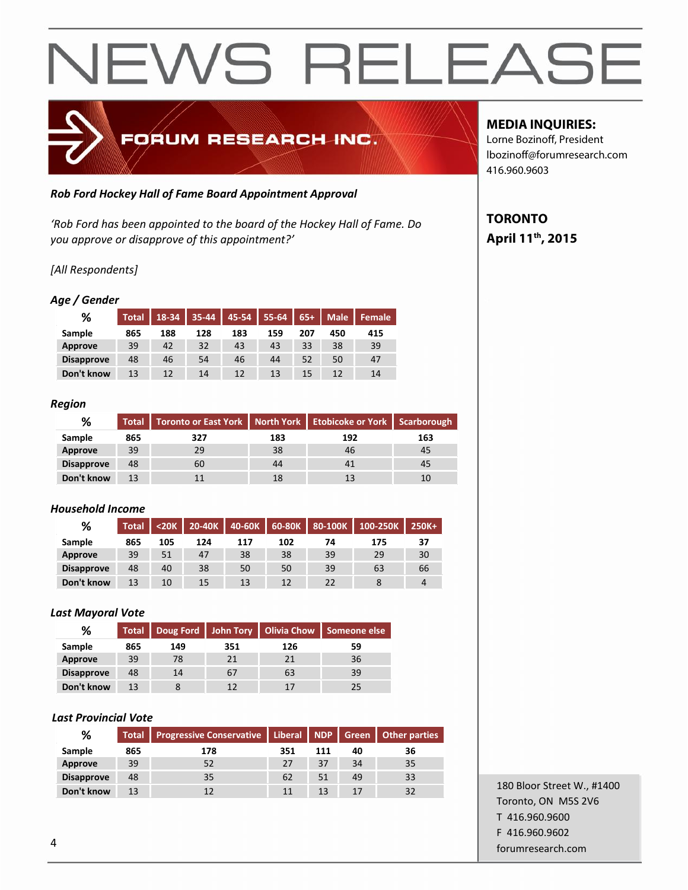# NEWS RELEASE

FORUM RESEARCH INC.

**MEDIA INQUIRIES:**
Lorne Bozinoff, President
lbozinoff@forumresearch.com
416.960.9603

**TORONTO**
**April 11th, 2015**

***Rob Ford Hockey Hall of Fame Board Appointment Approval***

*'Rob Ford has been appointed to the board of the Hockey Hall of Fame. Do you approve or disapprove of this appointment?'*

*[All Respondents]*

***Age / Gender***

| % | Total | 18-34 | 35-44 | 45-54 | 55-64 | 65+ | Male | Female |
|---|---|---|---|---|---|---|---|---|
| Sample | 865 | 188 | 128 | 183 | 159 | 207 | 450 | 415 |
| Approve | 39 | 42 | 32 | 43 | 43 | 33 | 38 | 39 |
| Disapprove | 48 | 46 | 54 | 46 | 44 | 52 | 50 | 47 |
| Don't know | 13 | 12 | 14 | 12 | 13 | 15 | 12 | 14 |

***Region***

| % | Total | Toronto or East York | North York | Etobicoke or York | Scarborough |
|---|---|---|---|---|---|
| Sample | 865 | 327 | 183 | 192 | 163 |
| Approve | 39 | 29 | 38 | 46 | 45 |
| Disapprove | 48 | 60 | 44 | 41 | 45 |
| Don't know | 13 | 11 | 18 | 13 | 10 |

***Household Income***

| % | Total | <20K | 20-40K | 40-60K | 60-80K | 80-100K | 100-250K | 250K+ |
|---|---|---|---|---|---|---|---|---|
| Sample | 865 | 105 | 124 | 117 | 102 | 74 | 175 | 37 |
| Approve | 39 | 51 | 47 | 38 | 38 | 39 | 29 | 30 |
| Disapprove | 48 | 40 | 38 | 50 | 50 | 39 | 63 | 66 |
| Don't know | 13 | 10 | 15 | 13 | 12 | 22 | 8 | 4 |

***Last Mayoral Vote***

| % | Total | Doug Ford | John Tory | Olivia Chow | Someone else |
|---|---|---|---|---|---|
| Sample | 865 | 149 | 351 | 126 | 59 |
| Approve | 39 | 78 | 21 | 21 | 36 |
| Disapprove | 48 | 14 | 67 | 63 | 39 |
| Don't know | 13 | 8 | 12 | 17 | 25 |

***Last Provincial Vote***

| % | Total | Progressive Conservative | Liberal | NDP | Green | Other parties |
|---|---|---|---|---|---|---|
| Sample | 865 | 178 | 351 | 111 | 40 | 36 |
| Approve | 39 | 52 | 27 | 37 | 34 | 35 |
| Disapprove | 48 | 35 | 62 | 51 | 49 | 33 |
| Don't know | 13 | 12 | 11 | 13 | 17 | 32 |

180 Bloor Street W., #1400
Toronto, ON M5S 2V6
T 416.960.9600
F 416.960.9602
forumresearch.com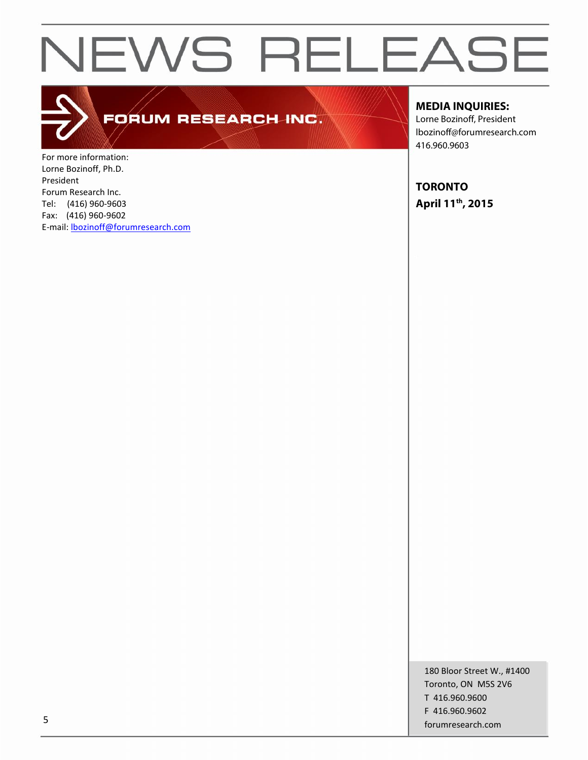# NEWS RELEASE

FORUM RESEARCH INC.

For more information:
Lorne Bozinoff, Ph.D.
President
Forum Research Inc.
Tel: (416) 960-9603
Fax: (416) 960-9602
E-mail: lbozinoff@forumresearch.com

**MEDIA INQUIRIES:**
Lorne Bozinoff, President
lbozinoff@forumresearch.com
416.960.9603

**TORONTO**
**April 11th, 2015**

180 Bloor Street W., #1400
Toronto, ON M5S 2V6
T 416.960.9600
F 416.960.9602
forumresearch.com